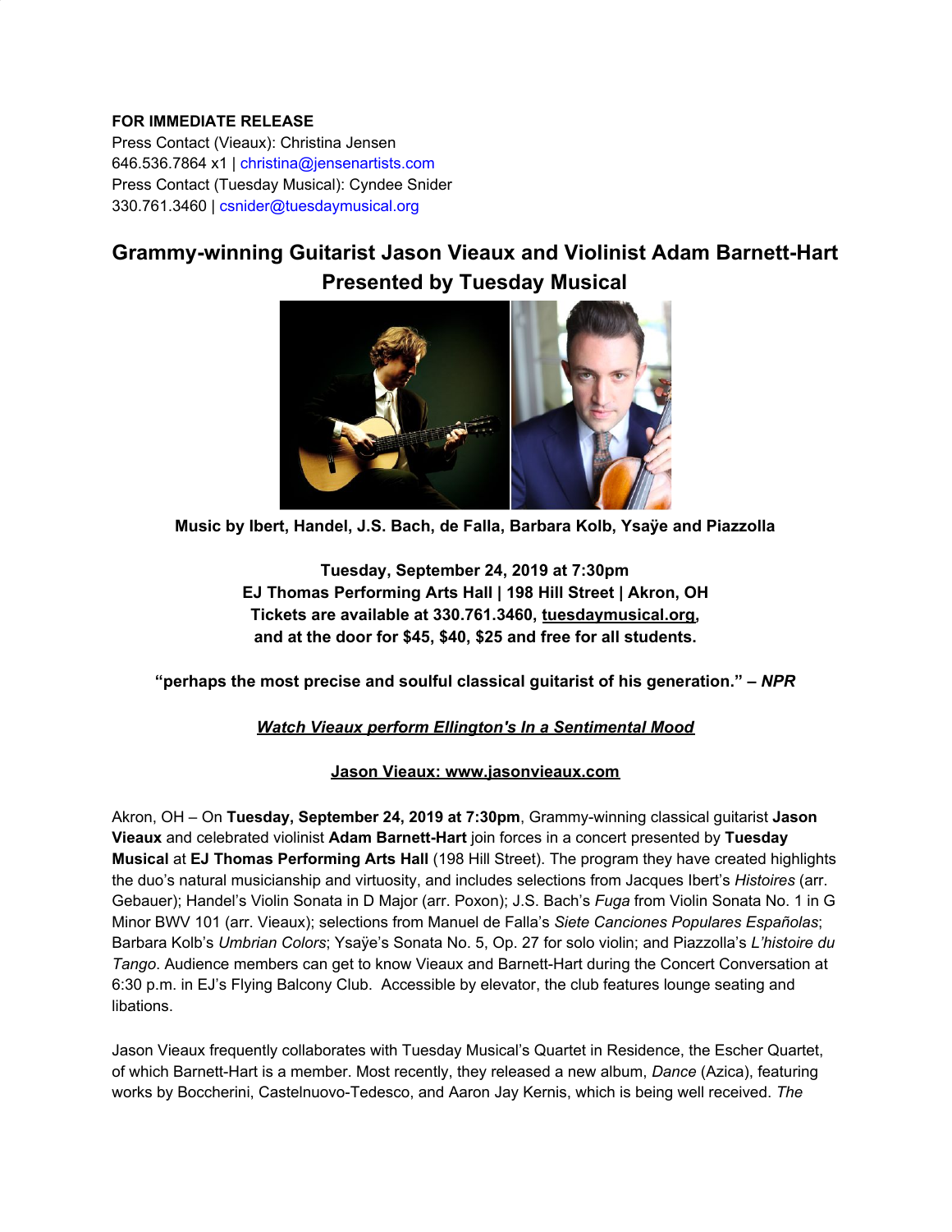**FOR IMMEDIATE RELEASE**
Press Contact (Vieaux): Christina Jensen
646.536.7864 x1 | christina@jensenartists.com
Press Contact (Tuesday Musical): Cyndee Snider
330.761.3460 | csnider@tuesdaymusical.org

# Grammy-winning Guitarist Jason Vieaux and Violinist Adam Barnett-Hart Presented by Tuesday Musical

**Music by Ibert, Handel, J.S. Bach, de Falla, Barbara Kolb, Ysaÿe and Piazzolla**

**Tuesday, September 24, 2019 at 7:30pm**
**EJ Thomas Performing Arts Hall | 198 Hill Street | Akron, OH**
**Tickets are available at 330.761.3460, tuesdaymusical.org,**
**and at the door for $45, $40, $25 and free for all students.**

**"perhaps the most precise and soulful classical guitarist of his generation." – *NPR***

***Watch Vieaux perform Ellington's In a Sentimental Mood***

**Jason Vieaux: www.jasonvieaux.com**

Akron, OH – On **Tuesday, September 24, 2019 at 7:30pm**, Grammy-winning classical guitarist **Jason Vieaux** and celebrated violinist **Adam Barnett-Hart** join forces in a concert presented by **Tuesday Musical** at **EJ Thomas Performing Arts Hall** (198 Hill Street). The program they have created highlights the duo's natural musicianship and virtuosity, and includes selections from Jacques Ibert's *Histoires* (arr. Gebauer); Handel's Violin Sonata in D Major (arr. Poxon); J.S. Bach's *Fuga* from Violin Sonata No. 1 in G Minor BWV 101 (arr. Vieaux); selections from Manuel de Falla's *Siete Canciones Populares Españolas*; Barbara Kolb's *Umbrian Colors*; Ysaÿe's Sonata No. 5, Op. 27 for solo violin; and Piazzolla's *L'histoire du Tango*. Audience members can get to know Vieaux and Barnett-Hart during the Concert Conversation at 6:30 p.m. in EJ's Flying Balcony Club. Accessible by elevator, the club features lounge seating and libations.

Jason Vieaux frequently collaborates with Tuesday Musical's Quartet in Residence, the Escher Quartet, of which Barnett-Hart is a member. Most recently, they released a new album, *Dance* (Azica), featuring works by Boccherini, Castelnuovo-Tedesco, and Aaron Jay Kernis, which is being well received. *The*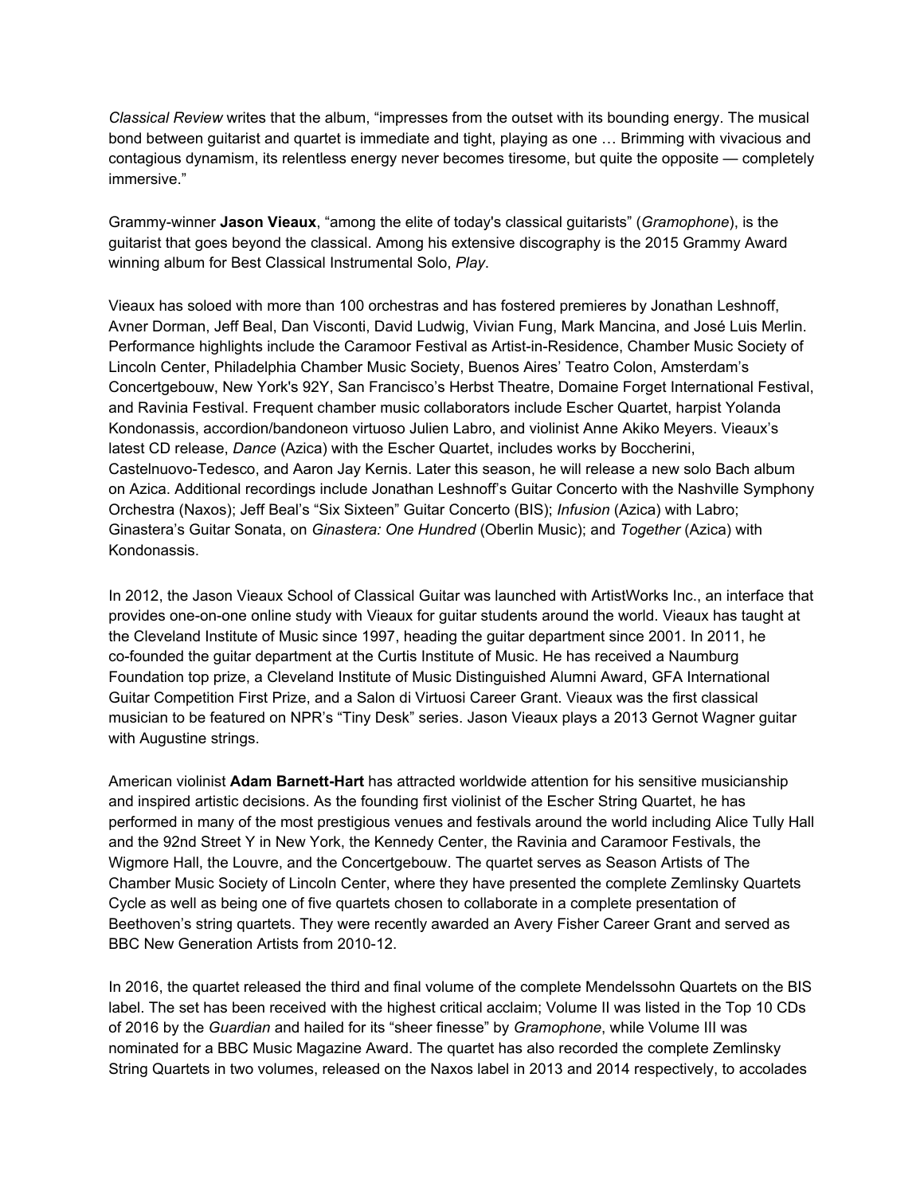*Classical Review* writes that the album, "impresses from the outset with its bounding energy. The musical bond between guitarist and quartet is immediate and tight, playing as one … Brimming with vivacious and contagious dynamism, its relentless energy never becomes tiresome, but quite the opposite — completely immersive."

Grammy-winner **Jason Vieaux**, "among the elite of today's classical guitarists" (*Gramophone*), is the guitarist that goes beyond the classical. Among his extensive discography is the 2015 Grammy Award winning album for Best Classical Instrumental Solo, *Play*.

Vieaux has soloed with more than 100 orchestras and has fostered premieres by Jonathan Leshnoff, Avner Dorman, Jeff Beal, Dan Visconti, David Ludwig, Vivian Fung, Mark Mancina, and José Luis Merlin. Performance highlights include the Caramoor Festival as Artist-in-Residence, Chamber Music Society of Lincoln Center, Philadelphia Chamber Music Society, Buenos Aires' Teatro Colon, Amsterdam's Concertgebouw, New York's 92Y, San Francisco's Herbst Theatre, Domaine Forget International Festival, and Ravinia Festival. Frequent chamber music collaborators include Escher Quartet, harpist Yolanda Kondonassis, accordion/bandoneon virtuoso Julien Labro, and violinist Anne Akiko Meyers. Vieaux's latest CD release, *Dance* (Azica) with the Escher Quartet, includes works by Boccherini, Castelnuovo-Tedesco, and Aaron Jay Kernis. Later this season, he will release a new solo Bach album on Azica. Additional recordings include Jonathan Leshnoff's Guitar Concerto with the Nashville Symphony Orchestra (Naxos); Jeff Beal's "Six Sixteen" Guitar Concerto (BIS); *Infusion* (Azica) with Labro; Ginastera's Guitar Sonata, on *Ginastera: One Hundred* (Oberlin Music); and *Together* (Azica) with Kondonassis.

In 2012, the Jason Vieaux School of Classical Guitar was launched with ArtistWorks Inc., an interface that provides one-on-one online study with Vieaux for guitar students around the world. Vieaux has taught at the Cleveland Institute of Music since 1997, heading the guitar department since 2001. In 2011, he co-founded the guitar department at the Curtis Institute of Music. He has received a Naumburg Foundation top prize, a Cleveland Institute of Music Distinguished Alumni Award, GFA International Guitar Competition First Prize, and a Salon di Virtuosi Career Grant. Vieaux was the first classical musician to be featured on NPR's "Tiny Desk" series. Jason Vieaux plays a 2013 Gernot Wagner guitar with Augustine strings.

American violinist **Adam Barnett-Hart** has attracted worldwide attention for his sensitive musicianship and inspired artistic decisions. As the founding first violinist of the Escher String Quartet, he has performed in many of the most prestigious venues and festivals around the world including Alice Tully Hall and the 92nd Street Y in New York, the Kennedy Center, the Ravinia and Caramoor Festivals, the Wigmore Hall, the Louvre, and the Concertgebouw. The quartet serves as Season Artists of The Chamber Music Society of Lincoln Center, where they have presented the complete Zemlinsky Quartets Cycle as well as being one of five quartets chosen to collaborate in a complete presentation of Beethoven's string quartets. They were recently awarded an Avery Fisher Career Grant and served as BBC New Generation Artists from 2010-12.

In 2016, the quartet released the third and final volume of the complete Mendelssohn Quartets on the BIS label. The set has been received with the highest critical acclaim; Volume II was listed in the Top 10 CDs of 2016 by the *Guardian* and hailed for its "sheer finesse" by *Gramophone*, while Volume III was nominated for a BBC Music Magazine Award. The quartet has also recorded the complete Zemlinsky String Quartets in two volumes, released on the Naxos label in 2013 and 2014 respectively, to accolades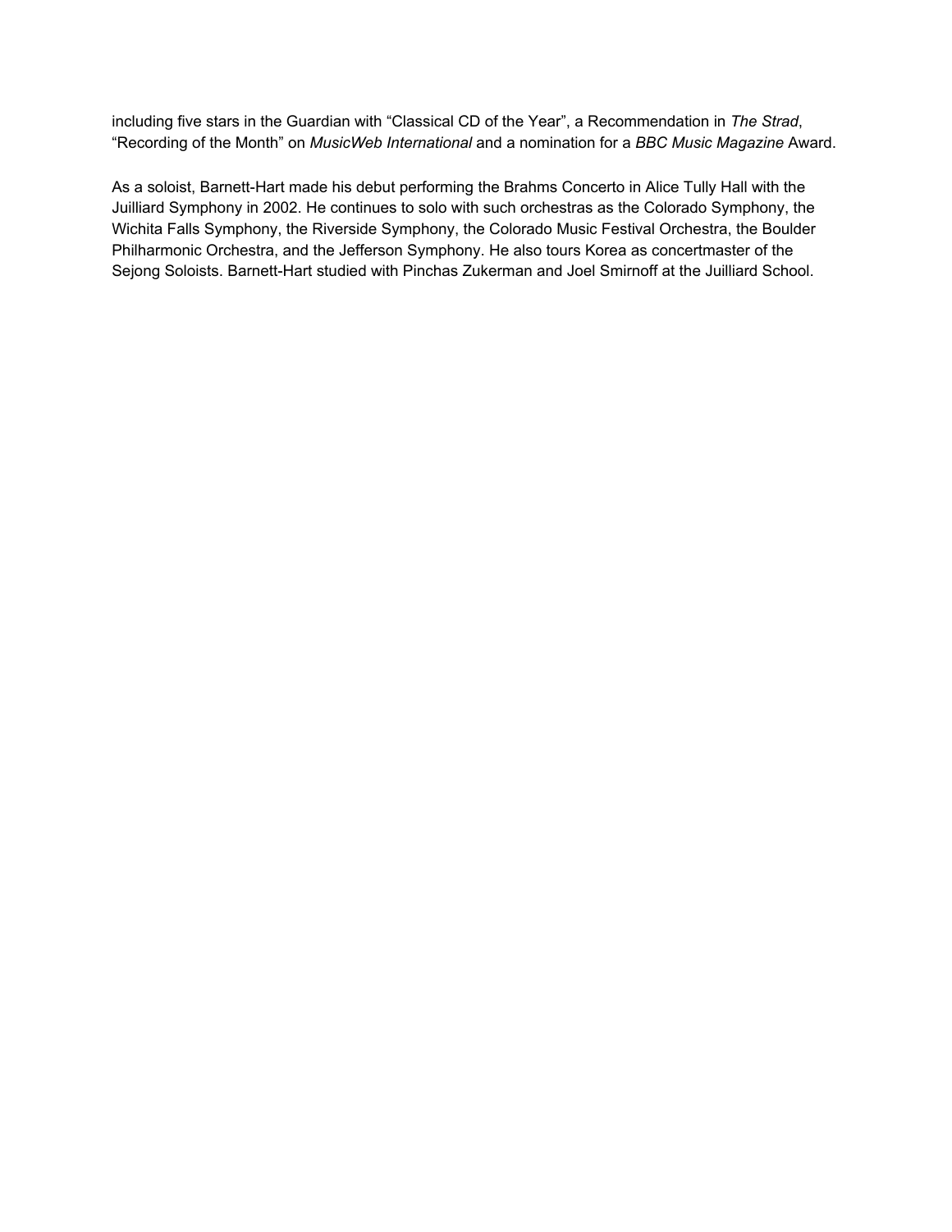including five stars in the Guardian with “Classical CD of the Year”, a Recommendation in *The Strad*, “Recording of the Month” on *MusicWeb International* and a nomination for a *BBC Music Magazine* Award.

As a soloist, Barnett-Hart made his debut performing the Brahms Concerto in Alice Tully Hall with the Juilliard Symphony in 2002. He continues to solo with such orchestras as the Colorado Symphony, the Wichita Falls Symphony, the Riverside Symphony, the Colorado Music Festival Orchestra, the Boulder Philharmonic Orchestra, and the Jefferson Symphony. He also tours Korea as concertmaster of the Sejong Soloists. Barnett-Hart studied with Pinchas Zukerman and Joel Smirnoff at the Juilliard School.